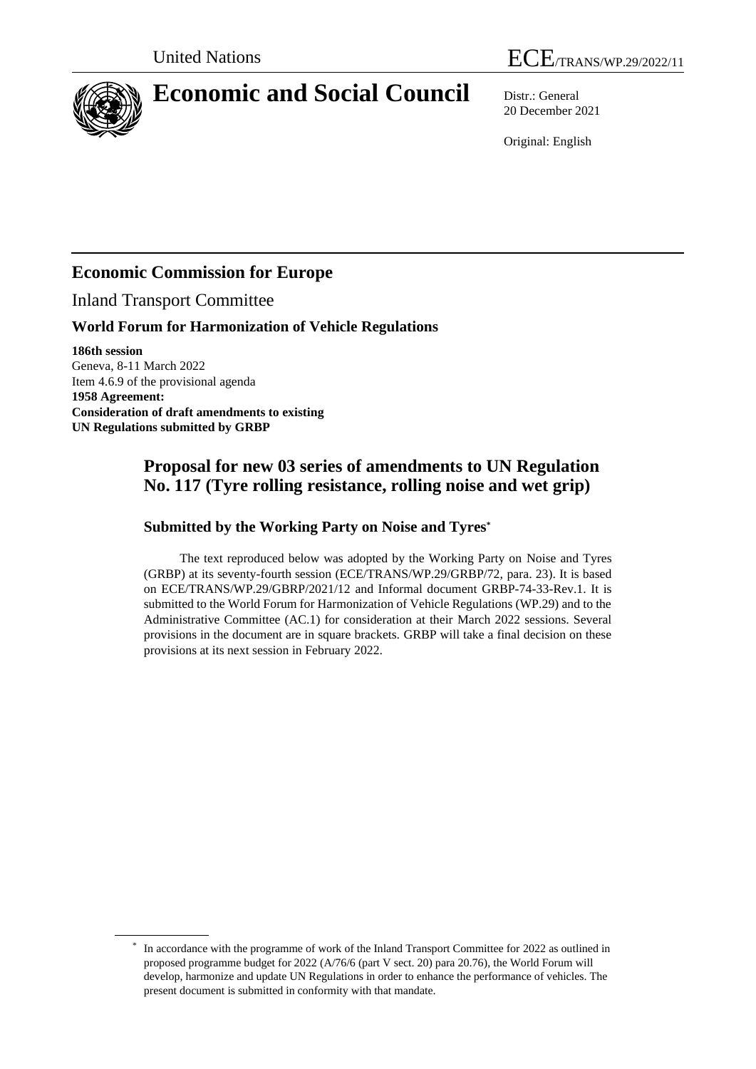United Nations

ECE/TRANS/WP.29/2022/11

# Economic and Social Council

Distr.: General
20 December 2021

Original: English

## Economic Commission for Europe

Inland Transport Committee

### World Forum for Harmonization of Vehicle Regulations

**186th session**
Geneva, 8-11 March 2022
Item 4.6.9 of the provisional agenda
**1958 Agreement:**
**Consideration of draft amendments to existing UN Regulations submitted by GRBP**

## Proposal for new 03 series of amendments to UN Regulation No. 117 (Tyre rolling resistance, rolling noise and wet grip)

### Submitted by the Working Party on Noise and Tyres*

The text reproduced below was adopted by the Working Party on Noise and Tyres (GRBP) at its seventy-fourth session (ECE/TRANS/WP.29/GRBP/72, para. 23). It is based on ECE/TRANS/WP.29/GBRP/2021/12 and Informal document GRBP-74-33-Rev.1. It is submitted to the World Forum for Harmonization of Vehicle Regulations (WP.29) and to the Administrative Committee (AC.1) for consideration at their March 2022 sessions. Several provisions in the document are in square brackets. GRBP will take a final decision on these provisions at its next session in February 2022.

* In accordance with the programme of work of the Inland Transport Committee for 2022 as outlined in proposed programme budget for 2022 (A/76/6 (part V sect. 20) para 20.76), the World Forum will develop, harmonize and update UN Regulations in order to enhance the performance of vehicles. The present document is submitted in conformity with that mandate.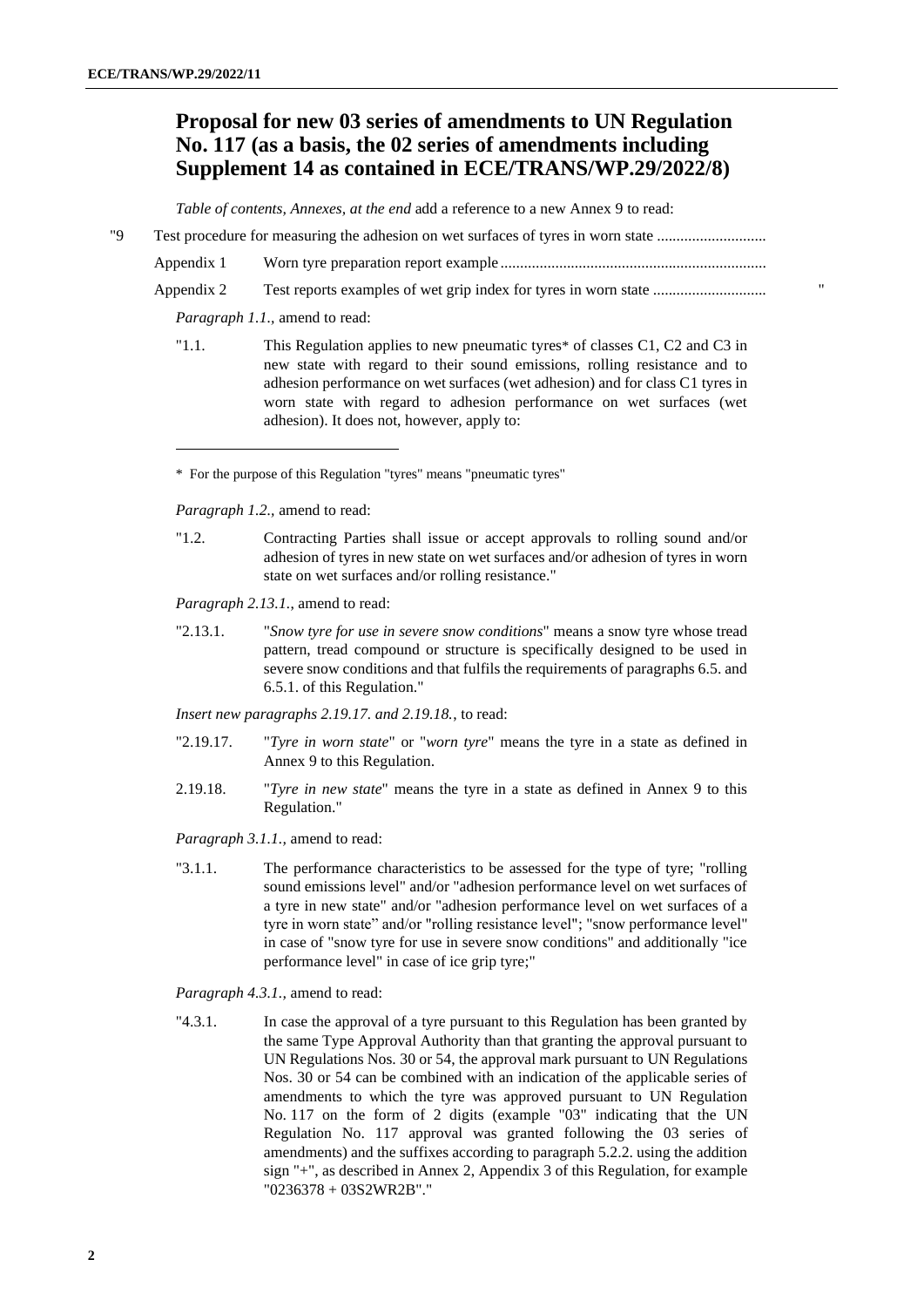## Proposal for new 03 series of amendments to UN Regulation No. 117 (as a basis, the 02 series of amendments including Supplement 14 as contained in ECE/TRANS/WP.29/2022/8)

*Table of contents, Annexes, at the end* add a reference to a new Annex 9 to read:

"9 Test procedure for measuring the adhesion on wet surfaces of tyres in worn state ............................

Appendix 1 Worn tyre preparation report example ....................................................................

Appendix 2 Test reports examples of wet grip index for tyres in worn state ............................ "

*Paragraph 1.1.*, amend to read:

"1.1. This Regulation applies to new pneumatic tyres* of classes C1, C2 and C3 in new state with regard to their sound emissions, rolling resistance and to adhesion performance on wet surfaces (wet adhesion) and for class C1 tyres in worn state with regard to adhesion performance on wet surfaces (wet adhesion). It does not, however, apply to:

\* For the purpose of this Regulation "tyres" means "pneumatic tyres"

*Paragraph 1.2.*, amend to read:

"1.2. Contracting Parties shall issue or accept approvals to rolling sound and/or adhesion of tyres in new state on wet surfaces and/or adhesion of tyres in worn state on wet surfaces and/or rolling resistance."

*Paragraph 2.13.1.*, amend to read:

"2.13.1. "*Snow tyre for use in severe snow conditions*" means a snow tyre whose tread pattern, tread compound or structure is specifically designed to be used in severe snow conditions and that fulfils the requirements of paragraphs 6.5. and 6.5.1. of this Regulation."

*Insert new paragraphs 2.19.17. and 2.19.18.*, to read:

"2.19.17. "*Tyre in worn state*" or "*worn tyre*" means the tyre in a state as defined in Annex 9 to this Regulation.

2.19.18. "*Tyre in new state*" means the tyre in a state as defined in Annex 9 to this Regulation."

*Paragraph 3.1.1.*, amend to read:

"3.1.1. The performance characteristics to be assessed for the type of tyre; "rolling sound emissions level" and/or "adhesion performance level on wet surfaces of a tyre in new state" and/or "adhesion performance level on wet surfaces of a tyre in worn state" and/or "rolling resistance level"; "snow performance level" in case of "snow tyre for use in severe snow conditions" and additionally "ice performance level" in case of ice grip tyre;"

*Paragraph 4.3.1.*, amend to read:

"4.3.1. In case the approval of a tyre pursuant to this Regulation has been granted by the same Type Approval Authority than that granting the approval pursuant to UN Regulations Nos. 30 or 54, the approval mark pursuant to UN Regulations Nos. 30 or 54 can be combined with an indication of the applicable series of amendments to which the tyre was approved pursuant to UN Regulation No. 117 on the form of 2 digits (example "03" indicating that the UN Regulation No. 117 approval was granted following the 03 series of amendments) and the suffixes according to paragraph 5.2.2. using the addition sign "+", as described in Annex 2, Appendix 3 of this Regulation, for example "0236378 + 03S2WR2B"."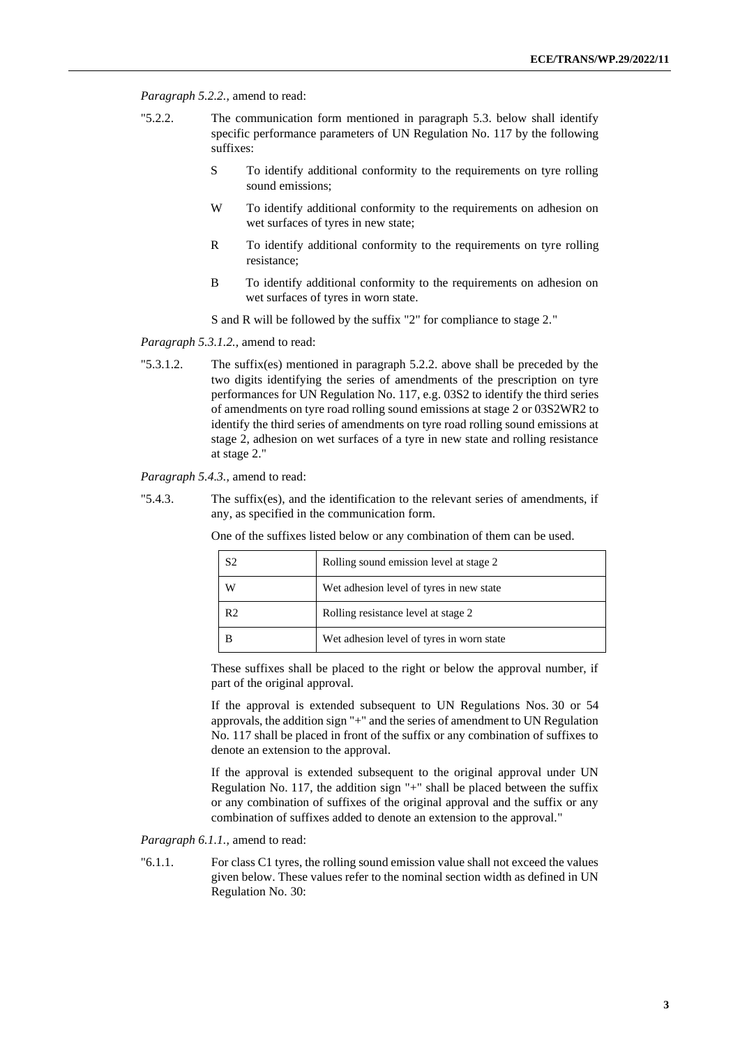*Paragraph 5.2.2.,* amend to read:

"5.2.2. The communication form mentioned in paragraph 5.3. below shall identify specific performance parameters of UN Regulation No. 117 by the following suffixes:

- S To identify additional conformity to the requirements on tyre rolling sound emissions;
- W To identify additional conformity to the requirements on adhesion on wet surfaces of tyres in new state;
- R To identify additional conformity to the requirements on tyre rolling resistance;
- B To identify additional conformity to the requirements on adhesion on wet surfaces of tyres in worn state.

S and R will be followed by the suffix "2" for compliance to stage 2."

*Paragraph 5.3.1.2.,* amend to read:

"5.3.1.2. The suffix(es) mentioned in paragraph 5.2.2. above shall be preceded by the two digits identifying the series of amendments of the prescription on tyre performances for UN Regulation No. 117, e.g. 03S2 to identify the third series of amendments on tyre road rolling sound emissions at stage 2 or 03S2WR2 to identify the third series of amendments on tyre road rolling sound emissions at stage 2, adhesion on wet surfaces of a tyre in new state and rolling resistance at stage 2."

*Paragraph 5.4.3.,* amend to read:

"5.4.3. The suffix(es), and the identification to the relevant series of amendments, if any, as specified in the communication form.

One of the suffixes listed below or any combination of them can be used.

| | |
|---|---|
| S2 | Rolling sound emission level at stage 2 |
| W | Wet adhesion level of tyres in new state |
| R2 | Rolling resistance level at stage 2 |
| B | Wet adhesion level of tyres in worn state |

These suffixes shall be placed to the right or below the approval number, if part of the original approval.

If the approval is extended subsequent to UN Regulations Nos. 30 or 54 approvals, the addition sign "+" and the series of amendment to UN Regulation No. 117 shall be placed in front of the suffix or any combination of suffixes to denote an extension to the approval.

If the approval is extended subsequent to the original approval under UN Regulation No. 117, the addition sign "+" shall be placed between the suffix or any combination of suffixes of the original approval and the suffix or any combination of suffixes added to denote an extension to the approval."

*Paragraph 6.1.1.,* amend to read:

"6.1.1. For class C1 tyres, the rolling sound emission value shall not exceed the values given below. These values refer to the nominal section width as defined in UN Regulation No. 30: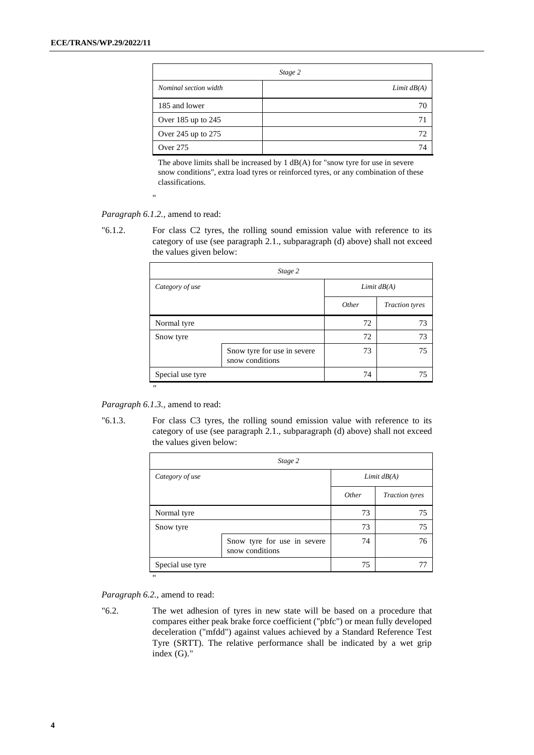| *Stage 2* | |
|---|---|
| *Nominal section width* | *Limit dB(A)* |
| 185 and lower | 70 |
| Over 185 up to 245 | 71 |
| Over 245 up to 275 | 72 |
| Over 275 | 74 |

The above limits shall be increased by 1 dB(A) for "snow tyre for use in severe snow conditions", extra load tyres or reinforced tyres, or any combination of these classifications.

"

*Paragraph 6.1.2.,* amend to read:

"6.1.2. For class C2 tyres, the rolling sound emission value with reference to its category of use (see paragraph 2.1., subparagraph (d) above) shall not exceed the values given below:

| *Stage 2* | | | |
|---|---|---|---|
| *Category of use* | | *Limit dB(A)* | |
| | | *Other* | *Traction tyres* |
| Normal tyre | | 72 | 73 |
| Snow tyre | | 72 | 73 |
| | Snow tyre for use in severe snow conditions | 73 | 75 |
| Special use tyre | | 74 | 75 |

"

*Paragraph 6.1.3.,* amend to read:

"6.1.3. For class C3 tyres, the rolling sound emission value with reference to its category of use (see paragraph 2.1., subparagraph (d) above) shall not exceed the values given below:

| *Stage 2* | | | |
|---|---|---|---|
| *Category of use* | | *Limit dB(A)* | |
| | | *Other* | *Traction tyres* |
| Normal tyre | | 73 | 75 |
| Snow tyre | | 73 | 75 |
| | Snow tyre for use in severe snow conditions | 74 | 76 |
| Special use tyre | | 75 | 77 |

"

*Paragraph 6.2.,* amend to read:

"6.2. The wet adhesion of tyres in new state will be based on a procedure that compares either peak brake force coefficient ("pbfc") or mean fully developed deceleration ("mfdd") against values achieved by a Standard Reference Test Tyre (SRTT). The relative performance shall be indicated by a wet grip index (G)."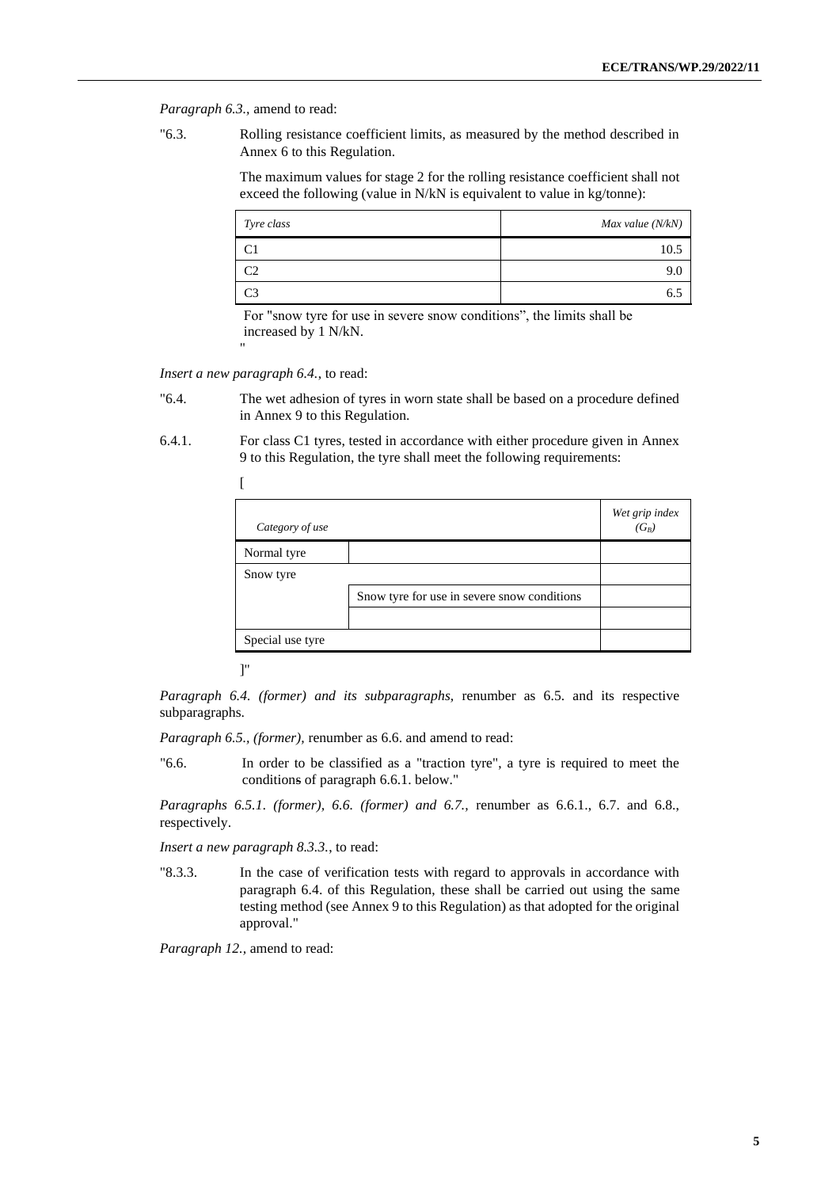*Paragraph 6.3.*, amend to read:

"6.3. Rolling resistance coefficient limits, as measured by the method described in Annex 6 to this Regulation.

The maximum values for stage 2 for the rolling resistance coefficient shall not exceed the following (value in N/kN is equivalent to value in kg/tonne):

| *Tyre class* | *Max value (N/kN)* |
|---|---|
| C1 | 10.5 |
| C2 | 9.0 |
| C3 | 6.5 |

For "snow tyre for use in severe snow conditions", the limits shall be increased by 1 N/kN.

"

*Insert a new paragraph 6.4.*, to read:

"6.4. The wet adhesion of tyres in worn state shall be based on a procedure defined in Annex 9 to this Regulation.

6.4.1. For class C1 tyres, tested in accordance with either procedure given in Annex 9 to this Regulation, the tyre shall meet the following requirements:

[

| *Category of use* | | *Wet grip index ($G_B$)* |
|---|---|---|
| Normal tyre | | |
| Snow tyre | | |
| | Snow tyre for use in severe snow conditions | |
| | | |
| Special use tyre | | |

]"

*Paragraph 6.4. (former) and its subparagraphs,* renumber as 6.5. and its respective subparagraphs.

*Paragraph 6.5., (former),* renumber as 6.6. and amend to read:

"6.6. In order to be classified as a "traction tyre", a tyre is required to meet the conditions of paragraph 6.6.1. below."

*Paragraphs 6.5.1. (former), 6.6. (former) and 6.7.,* renumber as 6.6.1., 6.7. and 6.8., respectively.

*Insert a new paragraph 8.3.3.*, to read:

"8.3.3. In the case of verification tests with regard to approvals in accordance with paragraph 6.4. of this Regulation, these shall be carried out using the same testing method (see Annex 9 to this Regulation) as that adopted for the original approval."

*Paragraph 12.*, amend to read: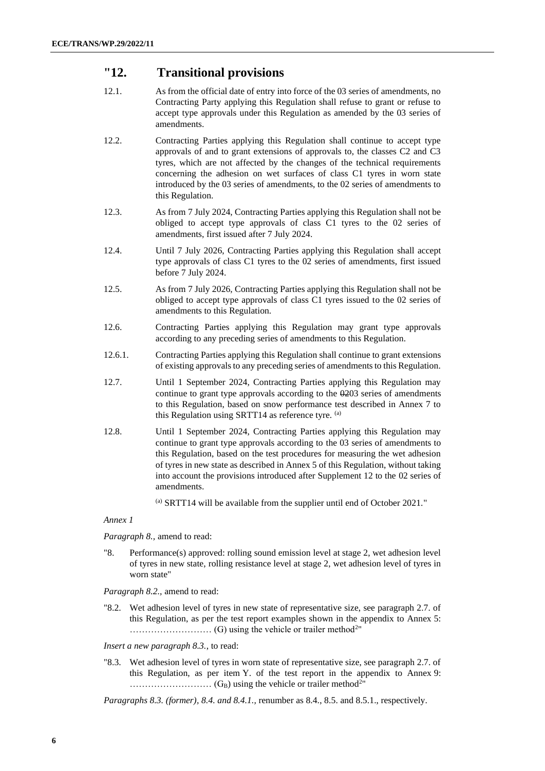## "12. Transitional provisions

12.1. As from the official date of entry into force of the 03 series of amendments, no Contracting Party applying this Regulation shall refuse to grant or refuse to accept type approvals under this Regulation as amended by the 03 series of amendments.

12.2. Contracting Parties applying this Regulation shall continue to accept type approvals of and to grant extensions of approvals to, the classes C2 and C3 tyres, which are not affected by the changes of the technical requirements concerning the adhesion on wet surfaces of class C1 tyres in worn state introduced by the 03 series of amendments, to the 02 series of amendments to this Regulation.

12.3. As from 7 July 2024, Contracting Parties applying this Regulation shall not be obliged to accept type approvals of class C1 tyres to the 02 series of amendments, first issued after 7 July 2024.

12.4. Until 7 July 2026, Contracting Parties applying this Regulation shall accept type approvals of class C1 tyres to the 02 series of amendments, first issued before 7 July 2024.

12.5. As from 7 July 2026, Contracting Parties applying this Regulation shall not be obliged to accept type approvals of class C1 tyres issued to the 02 series of amendments to this Regulation.

12.6. Contracting Parties applying this Regulation may grant type approvals according to any preceding series of amendments to this Regulation.

12.6.1. Contracting Parties applying this Regulation shall continue to grant extensions of existing approvals to any preceding series of amendments to this Regulation.

12.7. Until 1 September 2024, Contracting Parties applying this Regulation may continue to grant type approvals according to the ~~02~~03 series of amendments to this Regulation, based on snow performance test described in Annex 7 to this Regulation using SRTT14 as reference tyre. [(a)]

12.8. Until 1 September 2024, Contracting Parties applying this Regulation may continue to grant type approvals according to the 03 series of amendments to this Regulation, based on the test procedures for measuring the wet adhesion of tyres in new state as described in Annex 5 of this Regulation, without taking into account the provisions introduced after Supplement 12 to the 02 series of amendments.

[(a)] SRTT14 will be available from the supplier until end of October 2021."

*Annex 1*

*Paragraph 8.,* amend to read:

"8. Performance(s) approved: rolling sound emission level at stage 2, wet adhesion level of tyres in new state, rolling resistance level at stage 2, wet adhesion level of tyres in worn state"

*Paragraph 8.2.,* amend to read:

"8.2. Wet adhesion level of tyres in new state of representative size, see paragraph 2.7. of this Regulation, as per the test report examples shown in the appendix to Annex 5: ……………………… (G) using the vehicle or trailer method[2]"

*Insert a new paragraph 8.3.,* to read:

"8.3. Wet adhesion level of tyres in worn state of representative size, see paragraph 2.7. of this Regulation, as per item Y. of the test report in the appendix to Annex 9: ……………………… ($G_B$) using the vehicle or trailer method[2]"

*Paragraphs 8.3. (former), 8.4. and 8.4.1.,* renumber as 8.4., 8.5. and 8.5.1., respectively.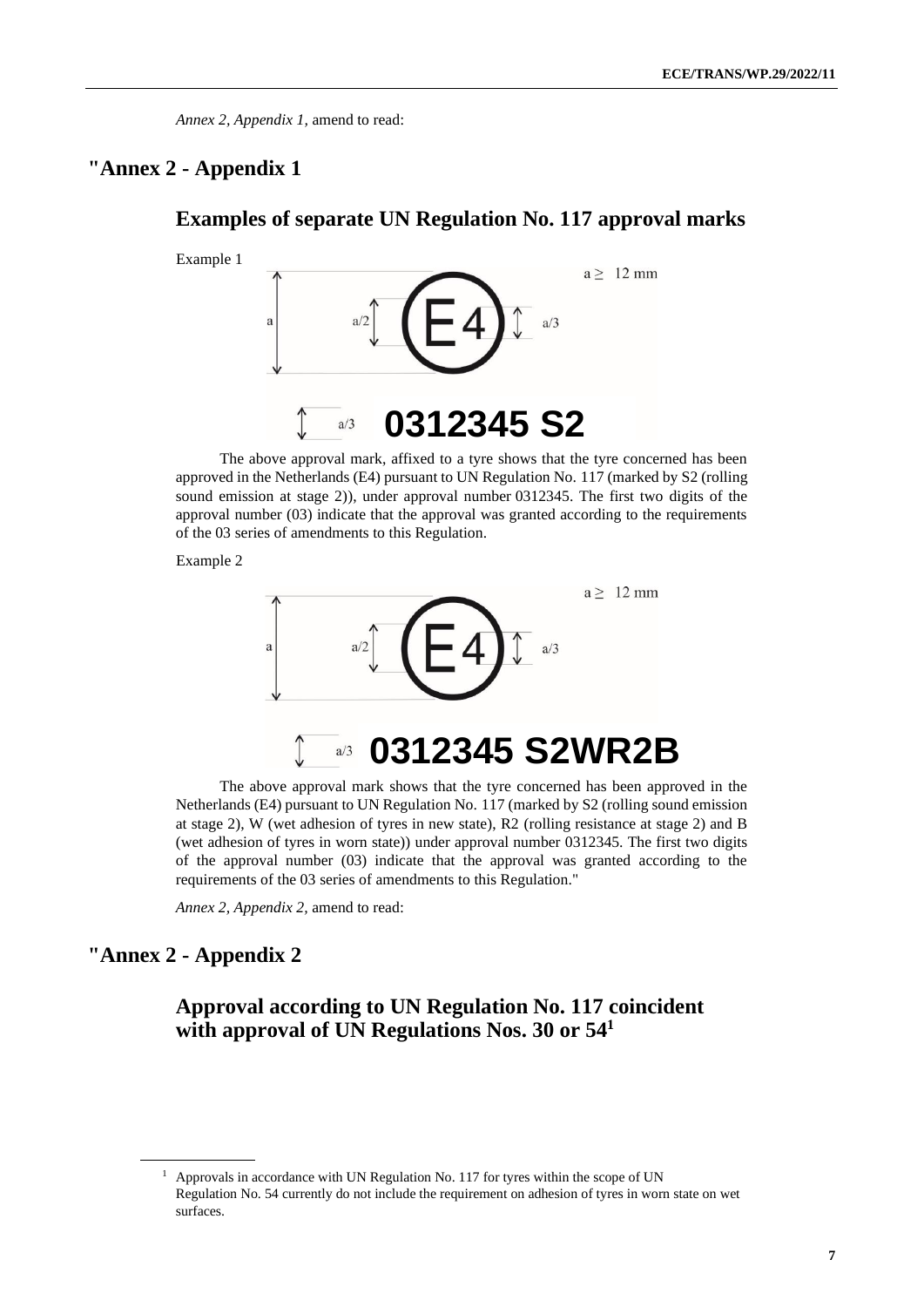*Annex 2, Appendix 1,* amend to read:

## "Annex 2 - Appendix 1

### Examples of separate UN Regulation No. 117 approval marks

Example 1

a ≥ 12 mm

a

a/2

E4

a/3

a/3 **0312345 S2**

The above approval mark, affixed to a tyre shows that the tyre concerned has been approved in the Netherlands (E4) pursuant to UN Regulation No. 117 (marked by S2 (rolling sound emission at stage 2)), under approval number 0312345. The first two digits of the approval number (03) indicate that the approval was granted according to the requirements of the 03 series of amendments to this Regulation.

Example 2

a ≥ 12 mm

a

a/2

E4

a/3

a/3 **0312345 S2WR2B**

The above approval mark shows that the tyre concerned has been approved in the Netherlands (E4) pursuant to UN Regulation No. 117 (marked by S2 (rolling sound emission at stage 2), W (wet adhesion of tyres in new state), R2 (rolling resistance at stage 2) and B (wet adhesion of tyres in worn state)) under approval number 0312345. The first two digits of the approval number (03) indicate that the approval was granted according to the requirements of the 03 series of amendments to this Regulation."

*Annex 2, Appendix 2,* amend to read:

## "Annex 2 - Appendix 2

### Approval according to UN Regulation No. 117 coincident with approval of UN Regulations Nos. 30 or 54[1]

[1] Approvals in accordance with UN Regulation No. 117 for tyres within the scope of UN Regulation No. 54 currently do not include the requirement on adhesion of tyres in worn state on wet surfaces.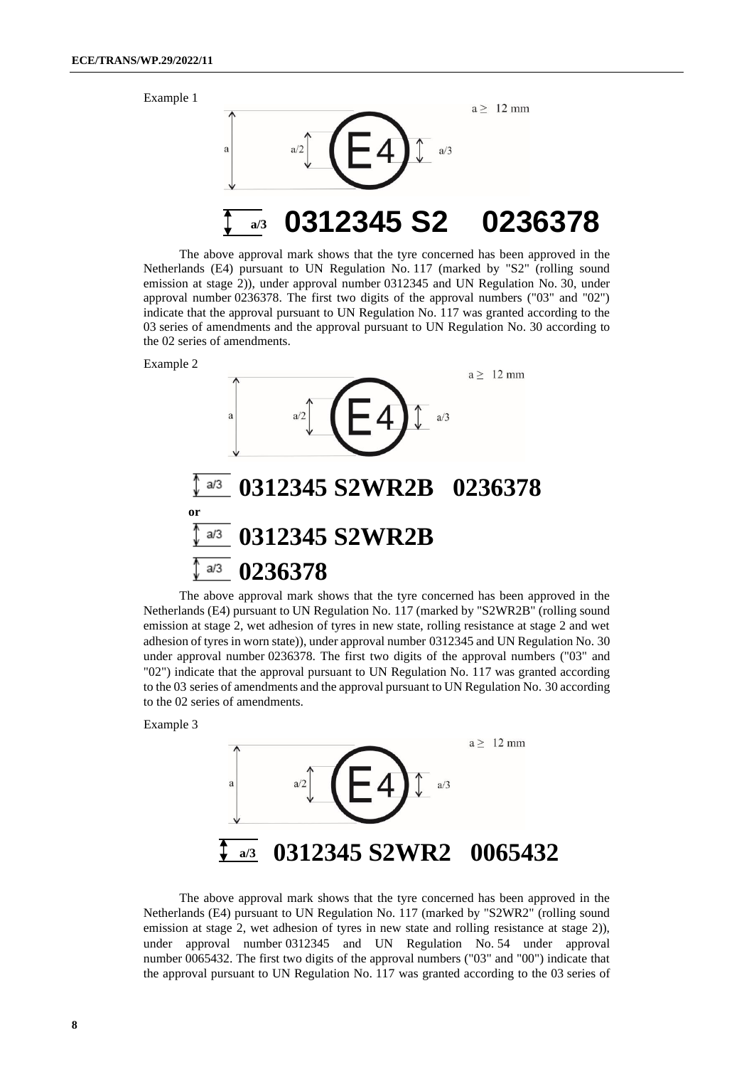Example 1

a ≥ 12 mm

a    a/2    E4    a/3

a/3 **0312345 S2    0236378**

The above approval mark shows that the tyre concerned has been approved in the Netherlands (E4) pursuant to UN Regulation No. 117 (marked by "S2" (rolling sound emission at stage 2)), under approval number 0312345 and UN Regulation No. 30, under approval number 0236378. The first two digits of the approval numbers ("03" and "02") indicate that the approval pursuant to UN Regulation No. 117 was granted according to the 03 series of amendments and the approval pursuant to UN Regulation No. 30 according to the 02 series of amendments.

Example 2

a ≥ 12 mm

a    a/2    E4    a/3

a/3 **0312345 S2WR2B   0236378**

**or**

a/3 **0312345 S2WR2B**

a/3 **0236378**

The above approval mark shows that the tyre concerned has been approved in the Netherlands (E4) pursuant to UN Regulation No. 117 (marked by "S2WR2B" (rolling sound emission at stage 2, wet adhesion of tyres in new state, rolling resistance at stage 2 and wet adhesion of tyres in worn state)), under approval number 0312345 and UN Regulation No. 30 under approval number 0236378. The first two digits of the approval numbers ("03" and "02") indicate that the approval pursuant to UN Regulation No. 117 was granted according to the 03 series of amendments and the approval pursuant to UN Regulation No. 30 according to the 02 series of amendments.

Example 3

a ≥ 12 mm

a    a/2    E4    a/3

a/3 **0312345 S2WR2   0065432**

The above approval mark shows that the tyre concerned has been approved in the Netherlands (E4) pursuant to UN Regulation No. 117 (marked by "S2WR2" (rolling sound emission at stage 2, wet adhesion of tyres in new state and rolling resistance at stage 2)), under approval number 0312345 and UN Regulation No. 54 under approval number 0065432. The first two digits of the approval numbers ("03" and "00") indicate that the approval pursuant to UN Regulation No. 117 was granted according to the 03 series of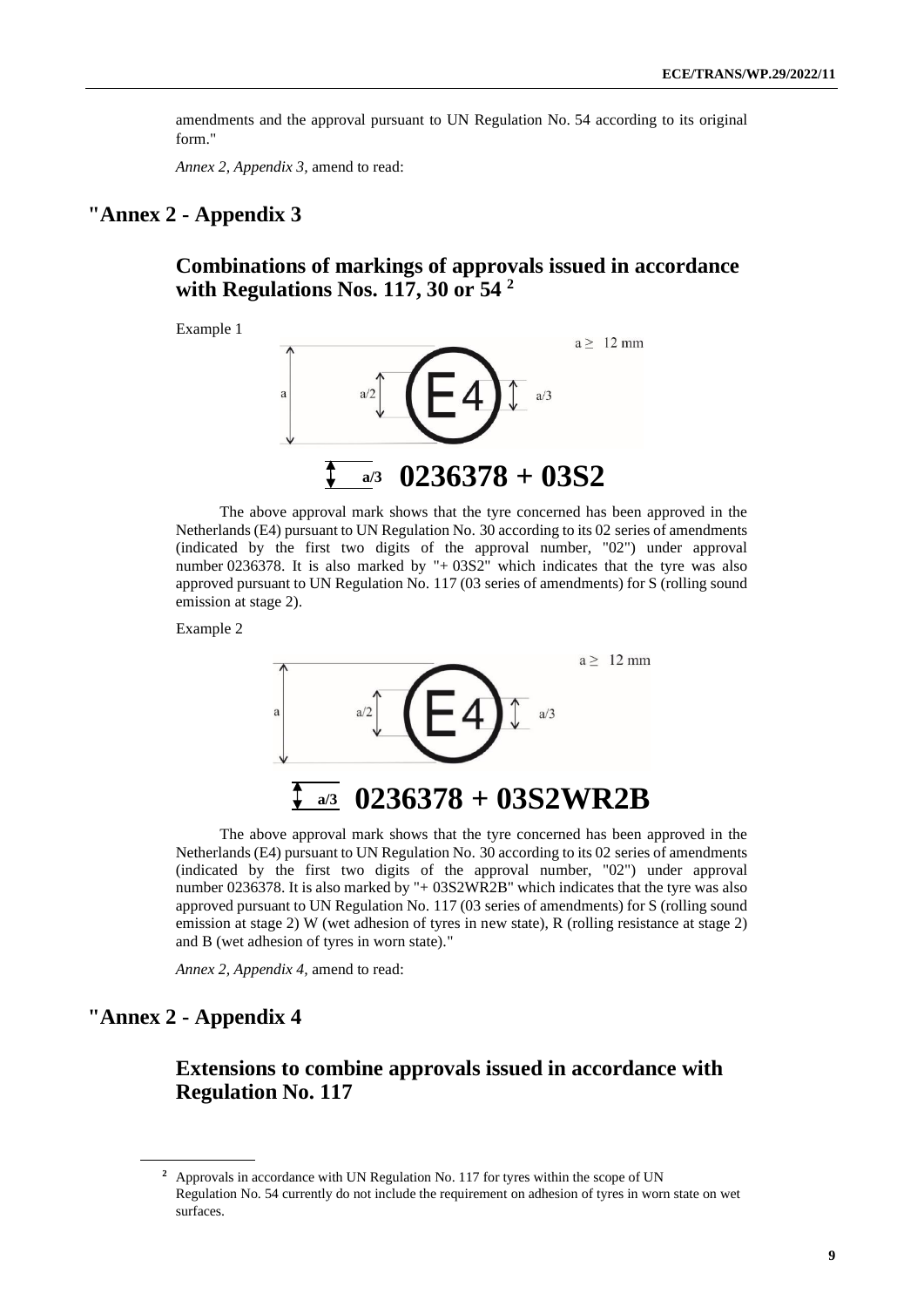amendments and the approval pursuant to UN Regulation No. 54 according to its original form."

*Annex 2, Appendix 3,* amend to read:

# "Annex 2 - Appendix 3

## Combinations of markings of approvals issued in accordance with Regulations Nos. 117, 30 or 54 [2]

Example 1

a ≥ 12 mm

a a/2 E4 a/3

a/3 **0236378 + 03S2**

The above approval mark shows that the tyre concerned has been approved in the Netherlands (E4) pursuant to UN Regulation No. 30 according to its 02 series of amendments (indicated by the first two digits of the approval number, "02") under approval number 0236378. It is also marked by "+ 03S2" which indicates that the tyre was also approved pursuant to UN Regulation No. 117 (03 series of amendments) for S (rolling sound emission at stage 2).

Example 2

a ≥ 12 mm

a a/2 E4 a/3

a/3 **0236378 + 03S2WR2B**

The above approval mark shows that the tyre concerned has been approved in the Netherlands (E4) pursuant to UN Regulation No. 30 according to its 02 series of amendments (indicated by the first two digits of the approval number, "02") under approval number 0236378. It is also marked by "+ 03S2WR2B" which indicates that the tyre was also approved pursuant to UN Regulation No. 117 (03 series of amendments) for S (rolling sound emission at stage 2) W (wet adhesion of tyres in new state), R (rolling resistance at stage 2) and B (wet adhesion of tyres in worn state)."

*Annex 2, Appendix 4,* amend to read:

# "Annex 2 - Appendix 4

## Extensions to combine approvals issued in accordance with Regulation No. 117

[2] Approvals in accordance with UN Regulation No. 117 for tyres within the scope of UN Regulation No. 54 currently do not include the requirement on adhesion of tyres in worn state on wet surfaces.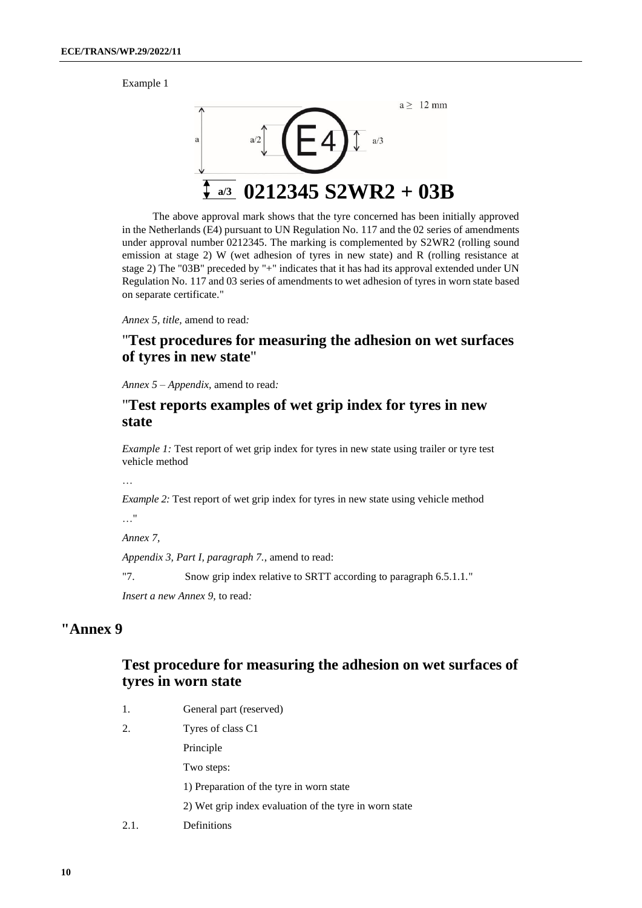Example 1

a ≥ 12 mm

a  a/2  (E4)  a/3

a/3 **0212345 S2WR2 + 03B**

The above approval mark shows that the tyre concerned has been initially approved in the Netherlands (E4) pursuant to UN Regulation No. 117 and the 02 series of amendments under approval number 0212345. The marking is complemented by S2WR2 (rolling sound emission at stage 2) W (wet adhesion of tyres in new state) and R (rolling resistance at stage 2) The "03B" preceded by "+" indicates that it has had its approval extended under UN Regulation No. 117 and 03 series of amendments to wet adhesion of tyres in worn state based on separate certificate."

*Annex 5, title,* amend to read*:*

## "Test procedures for measuring the adhesion on wet surfaces of tyres in new state"

*Annex 5 – Appendix,* amend to read*:*

## "Test reports examples of wet grip index for tyres in new state

*Example 1:* Test report of wet grip index for tyres in new state using trailer or tyre test vehicle method

…

*Example 2:* Test report of wet grip index for tyres in new state using vehicle method

…"

*Annex 7,*

*Appendix 3, Part I, paragraph 7.*, amend to read:

"7. Snow grip index relative to SRTT according to paragraph 6.5.1.1."

*Insert a new Annex 9,* to read*:*

# "Annex 9

## Test procedure for measuring the adhesion on wet surfaces of tyres in worn state

1. General part (reserved)

2. Tyres of class C1

   Principle

   Two steps:

   1) Preparation of the tyre in worn state

   2) Wet grip index evaluation of the tyre in worn state

2.1. Definitions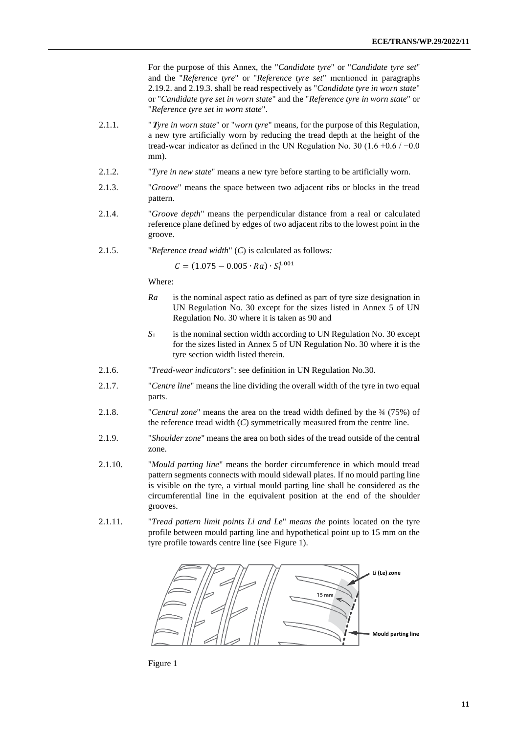For the purpose of this Annex, the "*Candidate tyre*" or "*Candidate tyre set*" and the "*Reference tyre*" or "*Reference tyre set*" mentioned in paragraphs 2.19.2. and 2.19.3. shall be read respectively as "*Candidate tyre in worn state*" or "*Candidate tyre set in worn state*" and the "*Reference tyre in worn state*" or "*Reference tyre set in worn state*".

2.1.1. "*Tyre in worn state*" or "*worn tyre*" means, for the purpose of this Regulation, a new tyre artificially worn by reducing the tread depth at the height of the tread-wear indicator as defined in the UN Regulation No. 30 (1.6 +0.6 / −0.0 mm).

2.1.2. "*Tyre in new state*" means a new tyre before starting to be artificially worn.

2.1.3. "*Groove*" means the space between two adjacent ribs or blocks in the tread pattern.

2.1.4. "*Groove depth*" means the perpendicular distance from a real or calculated reference plane defined by edges of two adjacent ribs to the lowest point in the groove.

2.1.5. "*Reference tread width*" ($C$) is calculated as follows:

$$C = (1.075 - 0.005 \cdot Ra) \cdot S_1^{1.001}$$

Where:

*Ra* is the nominal aspect ratio as defined as part of tyre size designation in UN Regulation No. 30 except for the sizes listed in Annex 5 of UN Regulation No. 30 where it is taken as 90 and

$S_1$ is the nominal section width according to UN Regulation No. 30 except for the sizes listed in Annex 5 of UN Regulation No. 30 where it is the tyre section width listed therein.

2.1.6. "*Tread-wear indicators*": see definition in UN Regulation No.30.

2.1.7. "*Centre line*" means the line dividing the overall width of the tyre in two equal parts.

2.1.8. "*Central zone*" means the area on the tread width defined by the ¾ (75%) of the reference tread width ($C$) symmetrically measured from the centre line.

2.1.9. "*Shoulder zone*" means the area on both sides of the tread outside of the central zone.

2.1.10. "*Mould parting line*" means the border circumference in which mould tread pattern segments connects with mould sidewall plates. If no mould parting line is visible on the tyre, a virtual mould parting line shall be considered as the circumferential line in the equivalent position at the end of the shoulder grooves.

2.1.11. "*Tread pattern limit points Li and Le*" *means the* points located on the tyre profile between mould parting line and hypothetical point up to 15 mm on the tyre profile towards centre line (see Figure 1).

Li (Le) zone

15 mm

Mould parting line

Figure 1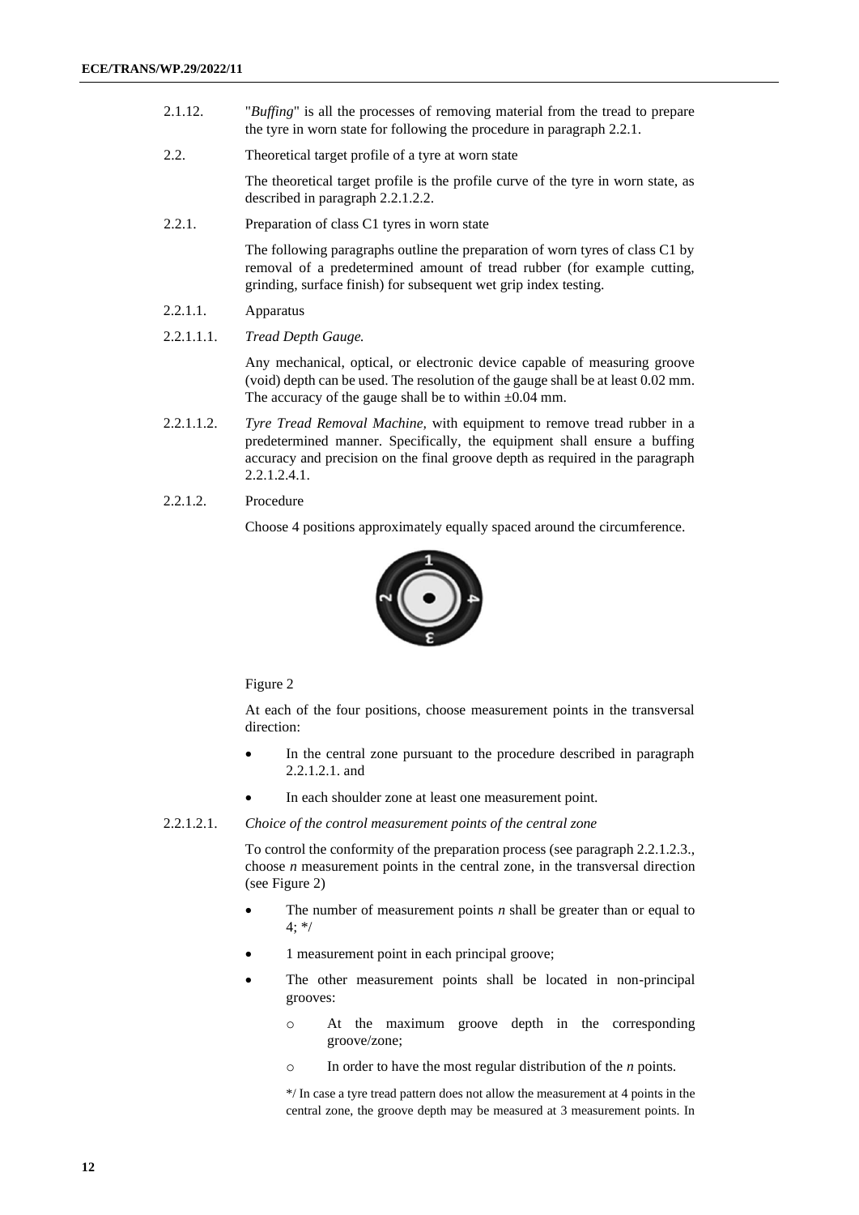2.1.12. "*Buffing*" is all the processes of removing material from the tread to prepare the tyre in worn state for following the procedure in paragraph 2.2.1.

2.2. Theoretical target profile of a tyre at worn state

The theoretical target profile is the profile curve of the tyre in worn state, as described in paragraph 2.2.1.2.2.

2.2.1. Preparation of class C1 tyres in worn state

The following paragraphs outline the preparation of worn tyres of class C1 by removal of a predetermined amount of tread rubber (for example cutting, grinding, surface finish) for subsequent wet grip index testing.

2.2.1.1. Apparatus

2.2.1.1.1. *Tread Depth Gauge.*

Any mechanical, optical, or electronic device capable of measuring groove (void) depth can be used. The resolution of the gauge shall be at least 0.02 mm. The accuracy of the gauge shall be to within ±0.04 mm.

2.2.1.1.2. *Tyre Tread Removal Machine,* with equipment to remove tread rubber in a predetermined manner. Specifically, the equipment shall ensure a buffing accuracy and precision on the final groove depth as required in the paragraph 2.2.1.2.4.1.

2.2.1.2. Procedure

Choose 4 positions approximately equally spaced around the circumference.

Figure 2

At each of the four positions, choose measurement points in the transversal direction:

- In the central zone pursuant to the procedure described in paragraph 2.2.1.2.1. and
- In each shoulder zone at least one measurement point.

2.2.1.2.1. *Choice of the control measurement points of the central zone*

To control the conformity of the preparation process (see paragraph 2.2.1.2.3., choose *n* measurement points in the central zone, in the transversal direction (see Figure 2)

- The number of measurement points *n* shall be greater than or equal to 4; */
- 1 measurement point in each principal groove;
- The other measurement points shall be located in non-principal grooves:
  - At the maximum groove depth in the corresponding groove/zone;
  - In order to have the most regular distribution of the *n* points.

*/ In case a tyre tread pattern does not allow the measurement at 4 points in the central zone, the groove depth may be measured at 3 measurement points. In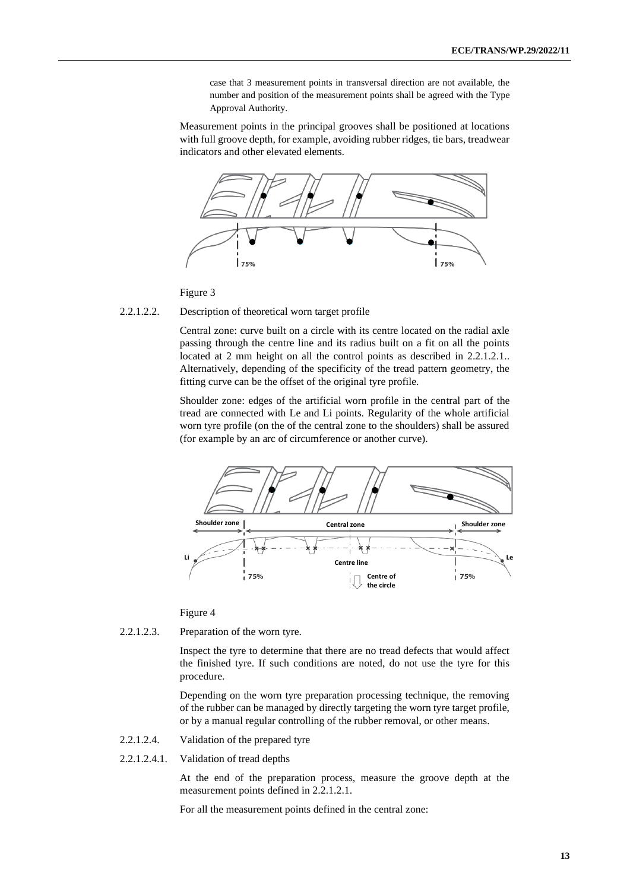case that 3 measurement points in transversal direction are not available, the number and position of the measurement points shall be agreed with the Type Approval Authority.

Measurement points in the principal grooves shall be positioned at locations with full groove depth, for example, avoiding rubber ridges, tie bars, treadwear indicators and other elevated elements.

Figure 3

2.2.1.2.2. Description of theoretical worn target profile

Central zone: curve built on a circle with its centre located on the radial axle passing through the centre line and its radius built on a fit on all the points located at 2 mm height on all the control points as described in 2.2.1.2.1.. Alternatively, depending of the specificity of the tread pattern geometry, the fitting curve can be the offset of the original tyre profile.

Shoulder zone: edges of the artificial worn profile in the central part of the tread are connected with Le and Li points. Regularity of the whole artificial worn tyre profile (on the of the central zone to the shoulders) shall be assured (for example by an arc of circumference or another curve).

Figure 4

2.2.1.2.3. Preparation of the worn tyre.

Inspect the tyre to determine that there are no tread defects that would affect the finished tyre. If such conditions are noted, do not use the tyre for this procedure.

Depending on the worn tyre preparation processing technique, the removing of the rubber can be managed by directly targeting the worn tyre target profile, or by a manual regular controlling of the rubber removal, or other means.

2.2.1.2.4. Validation of the prepared tyre

2.2.1.2.4.1. Validation of tread depths

At the end of the preparation process, measure the groove depth at the measurement points defined in 2.2.1.2.1.

For all the measurement points defined in the central zone: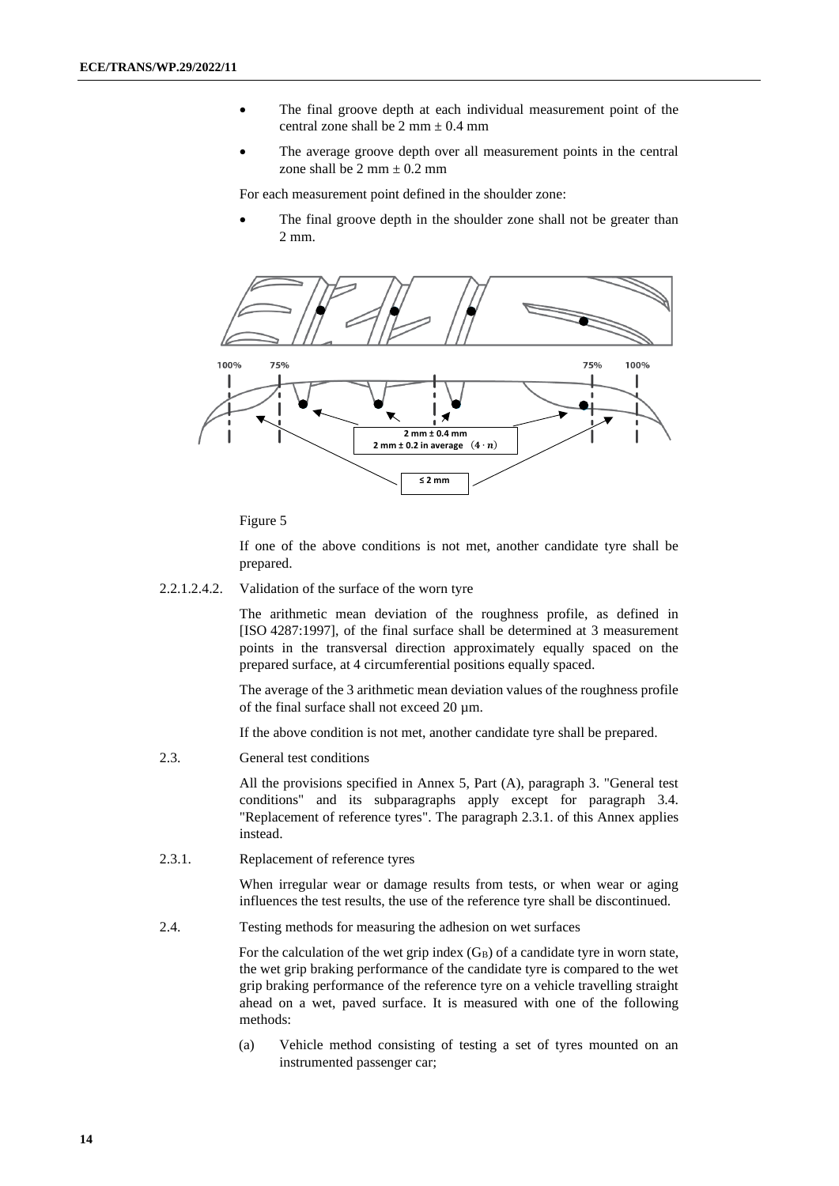- The final groove depth at each individual measurement point of the central zone shall be 2 mm ± 0.4 mm
- The average groove depth over all measurement points in the central zone shall be 2 mm ± 0.2 mm

For each measurement point defined in the shoulder zone:

- The final groove depth in the shoulder zone shall not be greater than 2 mm.

Figure 5

If one of the above conditions is not met, another candidate tyre shall be prepared.

2.2.1.2.4.2. Validation of the surface of the worn tyre

The arithmetic mean deviation of the roughness profile, as defined in [ISO 4287:1997], of the final surface shall be determined at 3 measurement points in the transversal direction approximately equally spaced on the prepared surface, at 4 circumferential positions equally spaced.

The average of the 3 arithmetic mean deviation values of the roughness profile of the final surface shall not exceed 20 µm.

If the above condition is not met, another candidate tyre shall be prepared.

2.3. General test conditions

All the provisions specified in Annex 5, Part (A), paragraph 3. "General test conditions" and its subparagraphs apply except for paragraph 3.4. "Replacement of reference tyres". The paragraph 2.3.1. of this Annex applies instead.

2.3.1. Replacement of reference tyres

When irregular wear or damage results from tests, or when wear or aging influences the test results, the use of the reference tyre shall be discontinued.

2.4. Testing methods for measuring the adhesion on wet surfaces

For the calculation of the wet grip index ($G_B$) of a candidate tyre in worn state, the wet grip braking performance of the candidate tyre is compared to the wet grip braking performance of the reference tyre on a vehicle travelling straight ahead on a wet, paved surface. It is measured with one of the following methods:

(a) Vehicle method consisting of testing a set of tyres mounted on an instrumented passenger car;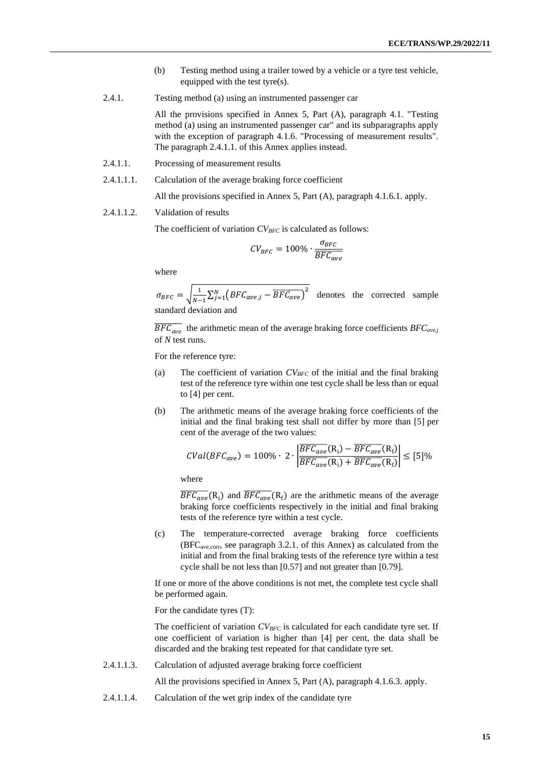(b) Testing method using a trailer towed by a vehicle or a tyre test vehicle, equipped with the test tyre(s).

2.4.1. Testing method (a) using an instrumented passenger car

All the provisions specified in Annex 5, Part (A), paragraph 4.1. "Testing method (a) using an instrumented passenger car" and its subparagraphs apply with the exception of paragraph 4.1.6. "Processing of measurement results". The paragraph 2.4.1.1. of this Annex applies instead.

2.4.1.1. Processing of measurement results

2.4.1.1.1. Calculation of the average braking force coefficient

All the provisions specified in Annex 5, Part (A), paragraph 4.1.6.1. apply.

2.4.1.1.2. Validation of results

The coefficient of variation $CV_{BFC}$ is calculated as follows:

$$CV_{BFC} = 100\% \cdot \frac{\sigma_{BFC}}{\overline{BFC_{ave}}}$$

where

$\sigma_{BFC} = \sqrt{\frac{1}{N-1}\sum_{j=1}^{N}\left(BFC_{ave,j} - \overline{BFC_{ave}}\right)^2}$ denotes the corrected sample standard deviation and

$\overline{BFC_{ave}}$ the arithmetic mean of the average braking force coefficients $BFC_{ave,j}$ of $N$ test runs.

For the reference tyre:

(a) The coefficient of variation $CV_{BFC}$ of the initial and the final braking test of the reference tyre within one test cycle shall be less than or equal to [4] per cent.

(b) The arithmetic means of the average braking force coefficients of the initial and the final braking test shall not differ by more than [5] per cent of the average of the two values:

$$CVal(BFC_{ave}) = 100\% \cdot 2 \cdot \left|\frac{\overline{BFC_{ave}}(\mathrm{R_i}) - \overline{BFC_{ave}}(\mathrm{R_f})}{\overline{BFC_{ave}}(\mathrm{R_i}) + \overline{BFC_{ave}}(\mathrm{R_f})}\right| \leq [5]\%$$

where

$\overline{BFC_{ave}}(\mathrm{R_i})$ and $\overline{BFC_{ave}}(\mathrm{R_f})$ are the arithmetic means of the average braking force coefficients respectively in the initial and final braking tests of the reference tyre within a test cycle.

(c) The temperature-corrected average braking force coefficients ($BFC_{ave,corr}$, see paragraph 3.2.1. of this Annex) as calculated from the initial and from the final braking tests of the reference tyre within a test cycle shall be not less than [0.57] and not greater than [0.79].

If one or more of the above conditions is not met, the complete test cycle shall be performed again.

For the candidate tyres (T):

The coefficient of variation $CV_{BFC}$ is calculated for each candidate tyre set. If one coefficient of variation is higher than [4] per cent, the data shall be discarded and the braking test repeated for that candidate tyre set.

2.4.1.1.3. Calculation of adjusted average braking force coefficient

All the provisions specified in Annex 5, Part (A), paragraph 4.1.6.3. apply.

2.4.1.1.4. Calculation of the wet grip index of the candidate tyre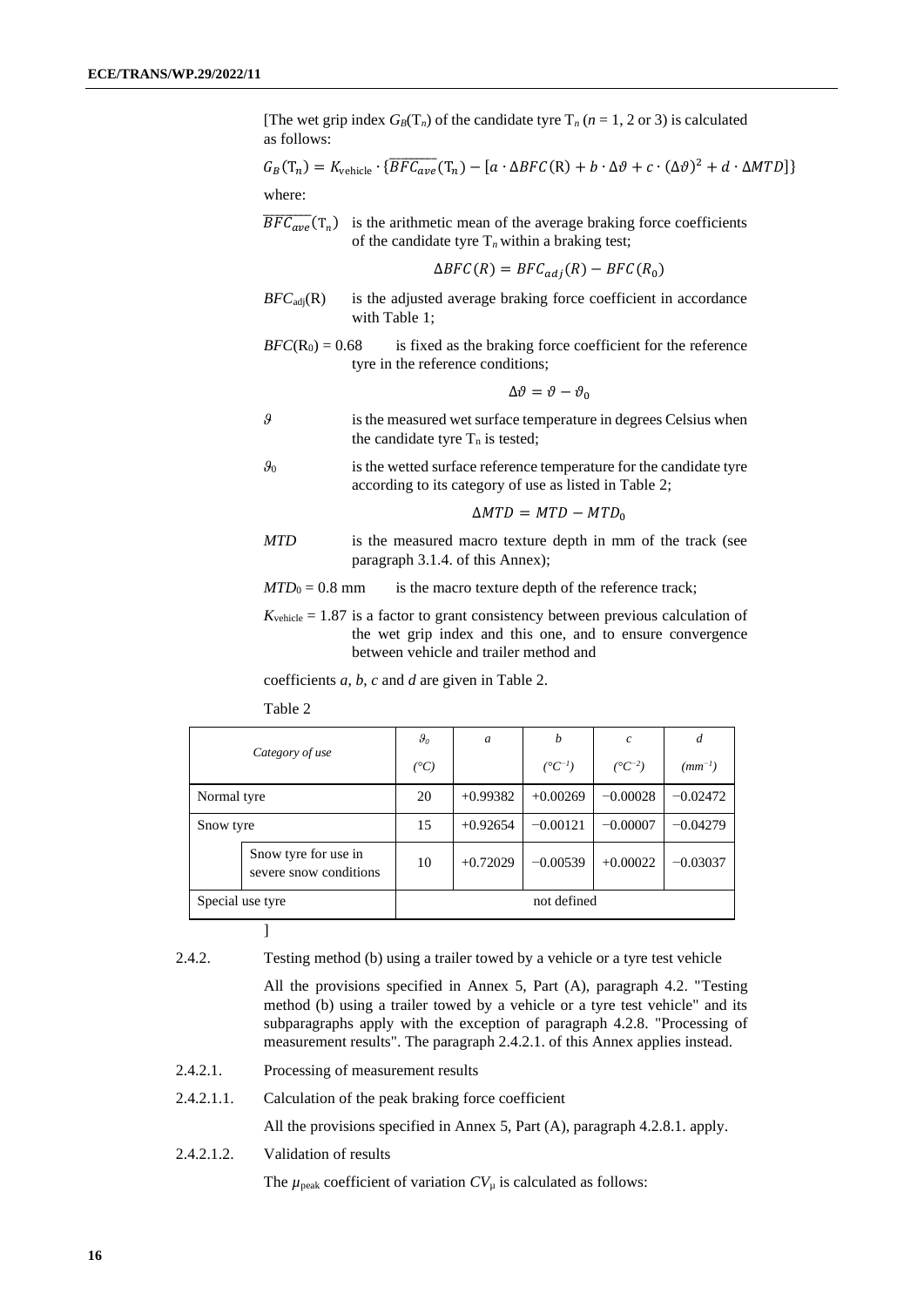[The wet grip index $G_B(T_n)$ of the candidate tyre $T_n$ ($n$ = 1, 2 or 3) is calculated as follows:

$$G_B(T_n) = K_{\text{vehicle}} \cdot \{\overline{BFC_{ave}}(T_n) - [a \cdot \Delta BFC(R) + b \cdot \Delta\vartheta + c \cdot (\Delta\vartheta)^2 + d \cdot \Delta MTD]\}$$

where:

$\overline{BFC_{ave}}(T_n)$ is the arithmetic mean of the average braking force coefficients of the candidate tyre $T_n$ within a braking test;

$$\Delta BFC(R) = BFC_{adj}(R) - BFC(R_0)$$

$BFC_{adj}(R)$ is the adjusted average braking force coefficient in accordance with Table 1;

$BFC(R_0) = 0.68$ is fixed as the braking force coefficient for the reference tyre in the reference conditions;

$$\Delta\vartheta = \vartheta - \vartheta_0$$

$\vartheta$ is the measured wet surface temperature in degrees Celsius when the candidate tyre $T_n$ is tested;

$\vartheta_0$ is the wetted surface reference temperature for the candidate tyre according to its category of use as listed in Table 2;

$$\Delta MTD = MTD - MTD_0$$

$MTD$ is the measured macro texture depth in mm of the track (see paragraph 3.1.4. of this Annex);

$MTD_0 = 0.8$ mm is the macro texture depth of the reference track;

$K_{\text{vehicle}} = 1.87$ is a factor to grant consistency between previous calculation of the wet grip index and this one, and to ensure convergence between vehicle and trailer method and

coefficients *a*, *b*, *c* and *d* are given in Table 2.

Table 2

| *Category of use* | | $\vartheta_0$ (°C) | *a* | *b* (°C⁻¹) | *c* (°C⁻²) | *d* (mm⁻¹) |
|---|---|---|---|---|---|---|
| Normal tyre | | 20 | +0.99382 | +0.00269 | −0.00028 | −0.02472 |
| Snow tyre | | 15 | +0.92654 | −0.00121 | −0.00007 | −0.04279 |
| | Snow tyre for use in severe snow conditions | 10 | +0.72029 | −0.00539 | +0.00022 | −0.03037 |
| Special use tyre | | not defined | | | | |

]

2.4.2. Testing method (b) using a trailer towed by a vehicle or a tyre test vehicle

All the provisions specified in Annex 5, Part (A), paragraph 4.2. "Testing method (b) using a trailer towed by a vehicle or a tyre test vehicle" and its subparagraphs apply with the exception of paragraph 4.2.8. "Processing of measurement results". The paragraph 2.4.2.1. of this Annex applies instead.

2.4.2.1. Processing of measurement results

2.4.2.1.1. Calculation of the peak braking force coefficient

All the provisions specified in Annex 5, Part (A), paragraph 4.2.8.1. apply.

2.4.2.1.2. Validation of results

The $\mu_{\text{peak}}$ coefficient of variation $CV_\mu$ is calculated as follows: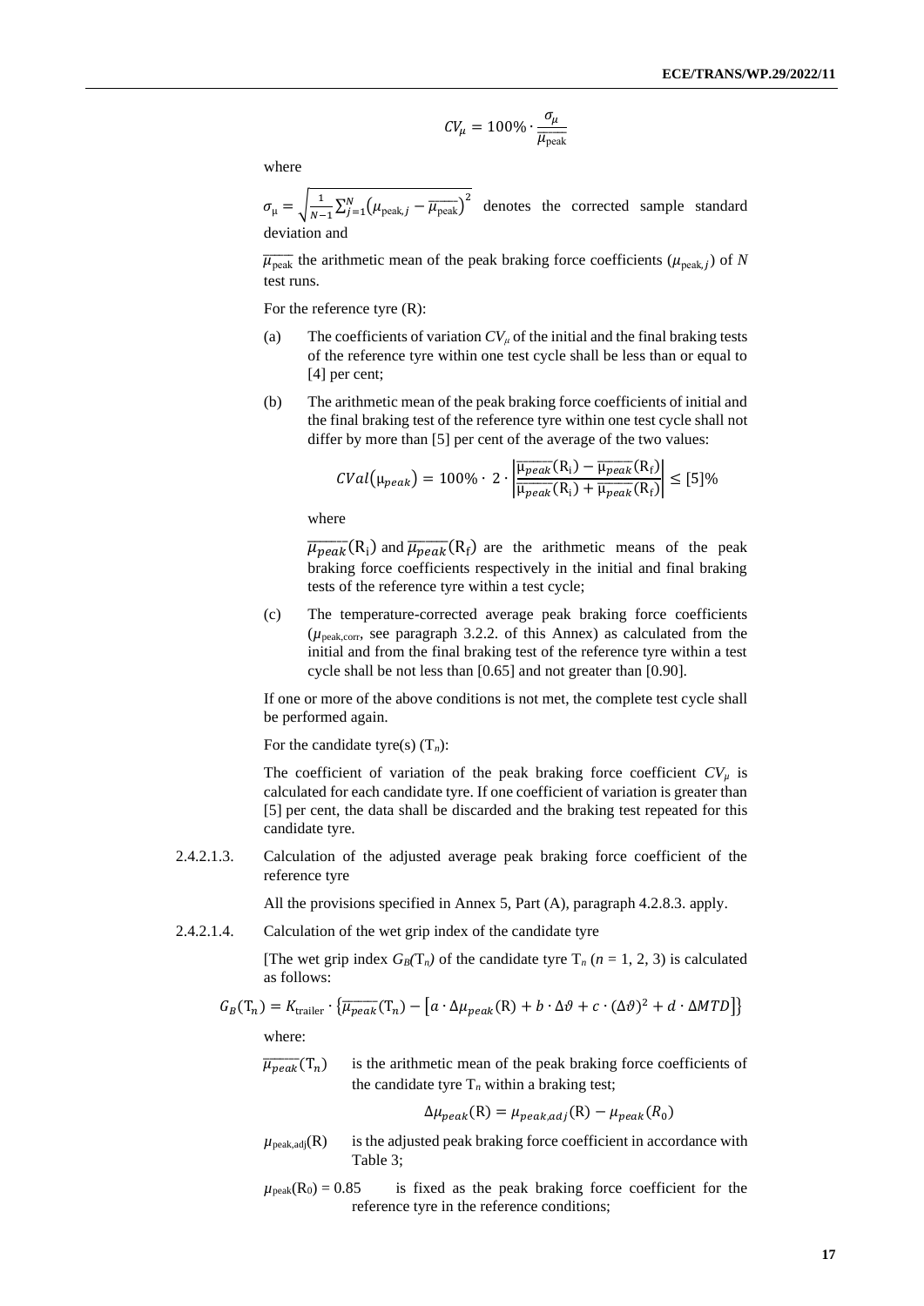$$CV_\mu = 100\% \cdot \frac{\sigma_\mu}{\overline{\mu_{\text{peak}}}}$$

where

$\sigma_\mu = \sqrt{\frac{1}{N-1}\sum_{j=1}^{N}\left(\mu_{\text{peak},j} - \overline{\mu_{\text{peak}}}\right)^2}$ denotes the corrected sample standard deviation and

$\overline{\mu_{\text{peak}}}$ the arithmetic mean of the peak braking force coefficients ($\mu_{\text{peak},j}$) of *N* test runs.

For the reference tyre (R):

(a) The coefficients of variation $CV_\mu$ of the initial and the final braking tests of the reference tyre within one test cycle shall be less than or equal to [4] per cent;

(b) The arithmetic mean of the peak braking force coefficients of initial and the final braking test of the reference tyre within one test cycle shall not differ by more than [5] per cent of the average of the two values:

$$CVal(\mu_{peak}) = 100\% \cdot 2 \cdot \left|\frac{\overline{\mu_{peak}}(\text{R}_\text{i}) - \overline{\mu_{peak}}(\text{R}_\text{f})}{\overline{\mu_{peak}}(\text{R}_\text{i}) + \overline{\mu_{peak}}(\text{R}_\text{f})}\right| \leq [5]\%$$

where

$\overline{\mu_{peak}}(\text{R}_\text{i})$ and $\overline{\mu_{peak}}(\text{R}_\text{f})$ are the arithmetic means of the peak braking force coefficients respectively in the initial and final braking tests of the reference tyre within a test cycle;

(c) The temperature-corrected average peak braking force coefficients ($\mu_{\text{peak,corr}}$, see paragraph 3.2.2. of this Annex) as calculated from the initial and from the final braking test of the reference tyre within a test cycle shall be not less than [0.65] and not greater than [0.90].

If one or more of the above conditions is not met, the complete test cycle shall be performed again.

For the candidate tyre(s) ($\text{T}_n$):

The coefficient of variation of the peak braking force coefficient $CV_\mu$ is calculated for each candidate tyre. If one coefficient of variation is greater than [5] per cent, the data shall be discarded and the braking test repeated for this candidate tyre.

2.4.2.1.3. Calculation of the adjusted average peak braking force coefficient of the reference tyre

All the provisions specified in Annex 5, Part (A), paragraph 4.2.8.3. apply.

2.4.2.1.4. Calculation of the wet grip index of the candidate tyre

[The wet grip index $G_B(\text{T}_n)$ of the candidate tyre $\text{T}_n$ ($n$ = 1, 2, 3) is calculated as follows:

$$G_B(\text{T}_n) = K_{\text{trailer}} \cdot \left\{\overline{\mu_{peak}}(\text{T}_n) - \left[a \cdot \Delta\mu_{peak}(\text{R}) + b \cdot \Delta\vartheta + c \cdot (\Delta\vartheta)^2 + d \cdot \Delta MTD\right]\right\}$$

where:

$\overline{\mu_{peak}}(\text{T}_n)$ is the arithmetic mean of the peak braking force coefficients of the candidate tyre $\text{T}_n$ within a braking test;

$$\Delta\mu_{peak}(\text{R}) = \mu_{peak,adj}(\text{R}) - \mu_{peak}(R_0)$$

$\mu_{\text{peak,adj}}(\text{R})$ is the adjusted peak braking force coefficient in accordance with Table 3;

$\mu_{\text{peak}}(\text{R}_0) = 0.85$ is fixed as the peak braking force coefficient for the reference tyre in the reference conditions;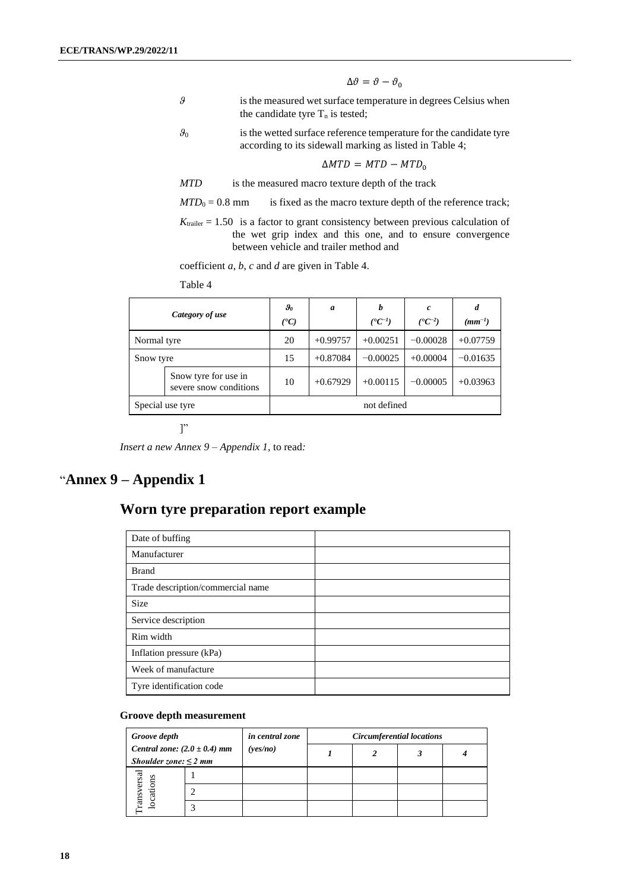$$\Delta\vartheta = \vartheta - \vartheta_0$$

$\vartheta$ is the measured wet surface temperature in degrees Celsius when the candidate tyre $T_n$ is tested;

$\vartheta_0$ is the wetted surface reference temperature for the candidate tyre according to its sidewall marking as listed in Table 4;

$$\Delta MTD = MTD - MTD_0$$

*MTD* is the measured macro texture depth of the track

$MTD_0 = 0.8$ mm is fixed as the macro texture depth of the reference track;

$K_{trailer} = 1.50$ is a factor to grant consistency between previous calculation of the wet grip index and this one, and to ensure convergence between vehicle and trailer method and

coefficient *a*, *b*, *c* and *d* are given in Table 4.

Table 4

| *Category of use* | | $\vartheta_0$ (°C) | *a* | *b* ($°C^{-1}$) | *c* ($°C^{-2}$) | *d* ($mm^{-1}$) |
|---|---|---|---|---|---|---|
| Normal tyre | | 20 | +0.99757 | +0.00251 | −0.00028 | +0.07759 |
| Snow tyre | | 15 | +0.87084 | −0.00025 | +0.00004 | −0.01635 |
| | Snow tyre for use in severe snow conditions | 10 | +0.67929 | +0.00115 | −0.00005 | +0.03963 |
| Special use tyre | | not defined | | | | |

]"

*Insert a new Annex 9 – Appendix 1,* to read*:*

# "Annex 9 – Appendix 1

## Worn tyre preparation report example

| Date of buffing | |
|---|---|
| Manufacturer | |
| Brand | |
| Trade description/commercial name | |
| Size | |
| Service description | |
| Rim width | |
| Inflation pressure (kPa) | |
| Week of manufacture | |
| Tyre identification code | |

**Groove depth measurement**

| *Groove depth* *Central zone: (2.0 ± 0.4) mm* *Shoulder zone: ≤ 2 mm* | | *in central zone (yes/no)* | *Circumferential locations* | | | |
|---|---|---|---|---|---|---|
| | | | *1* | *2* | *3* | *4* |
| Transversal locations | 1 | | | | | |
| | 2 | | | | | |
| | 3 | | | | | |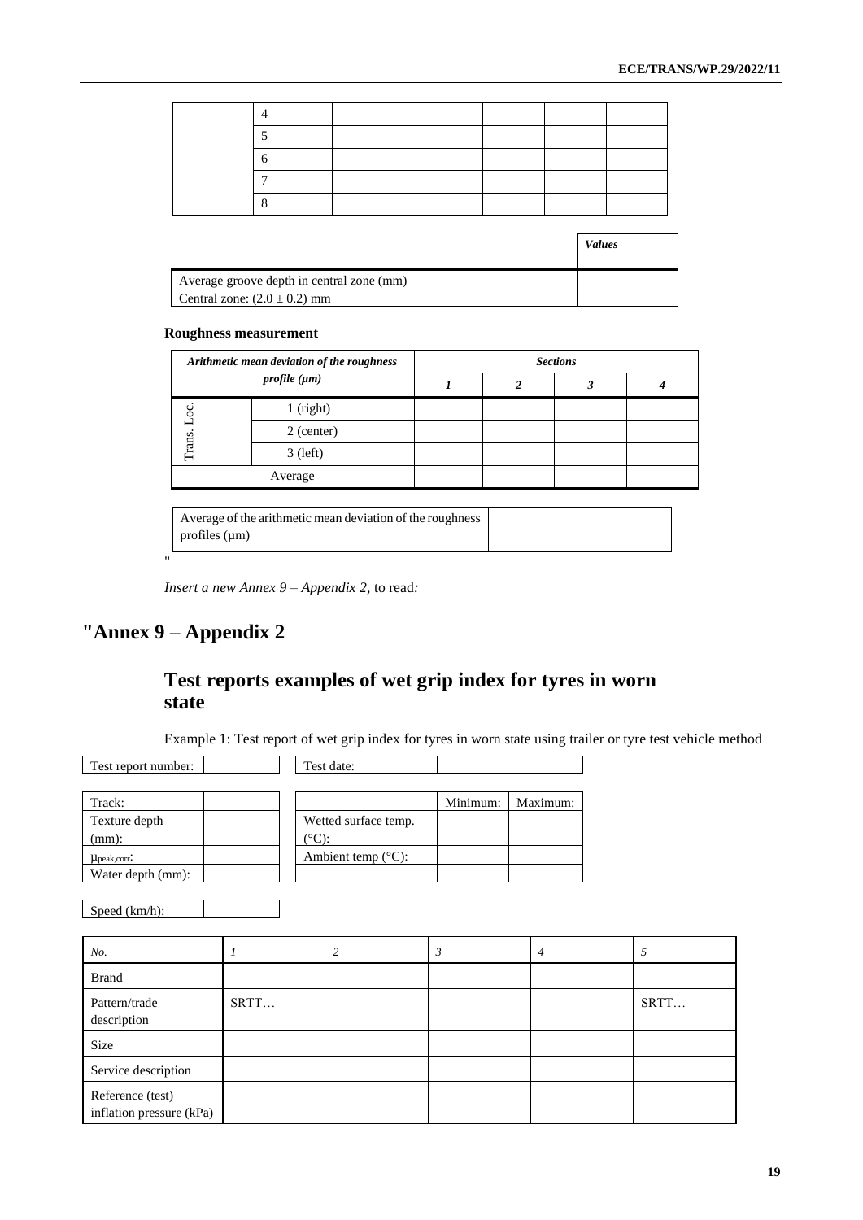| | | | | | | |
|---|---|---|---|---|---|---|
| | 4 | | | | | |
| | 5 | | | | | |
| | 6 | | | | | |
| | 7 | | | | | |
| | 8 | | | | | |

| | *Values* |
|---|---|
| Average groove depth in central zone (mm)<br>Central zone: $(2.0 \pm 0.2)$ mm | |

**Roughness measurement**

| *Arithmetic mean deviation of the roughness profile (μm)* | | *Sections* | | | |
|---|---|---|---|---|---|
| | | ***1*** | ***2*** | ***3*** | ***4*** |
| Trans. Loc. | 1 (right) | | | | |
| | 2 (center) | | | | |
| | 3 (left) | | | | |
| Average | | | | | |

| Average of the arithmetic mean deviation of the roughness profiles (μm) | |
|---|---|

"

*Insert a new Annex 9 – Appendix 2,* to read*:*

# "Annex 9 – Appendix 2

## Test reports examples of wet grip index for tyres in worn state

Example 1: Test report of wet grip index for tyres in worn state using trailer or tyre test vehicle method

| Test report number: | | Test date: | |
|---|---|---|---|

| Track: | | | Minimum: | Maximum: |
|---|---|---|---|---|
| Texture depth (mm): | | Wetted surface temp. (°C): | | |
| $\mu_{peak,corr}$: | | Ambient temp (°C): | | |
| Water depth (mm): | | | | |

| Speed (km/h): | |
|---|---|

| *No.* | *1* | *2* | *3* | *4* | *5* |
|---|---|---|---|---|---|
| Brand | | | | | |
| Pattern/trade description | SRTT… | | | | SRTT… |
| Size | | | | | |
| Service description | | | | | |
| Reference (test) inflation pressure (kPa) | | | | | |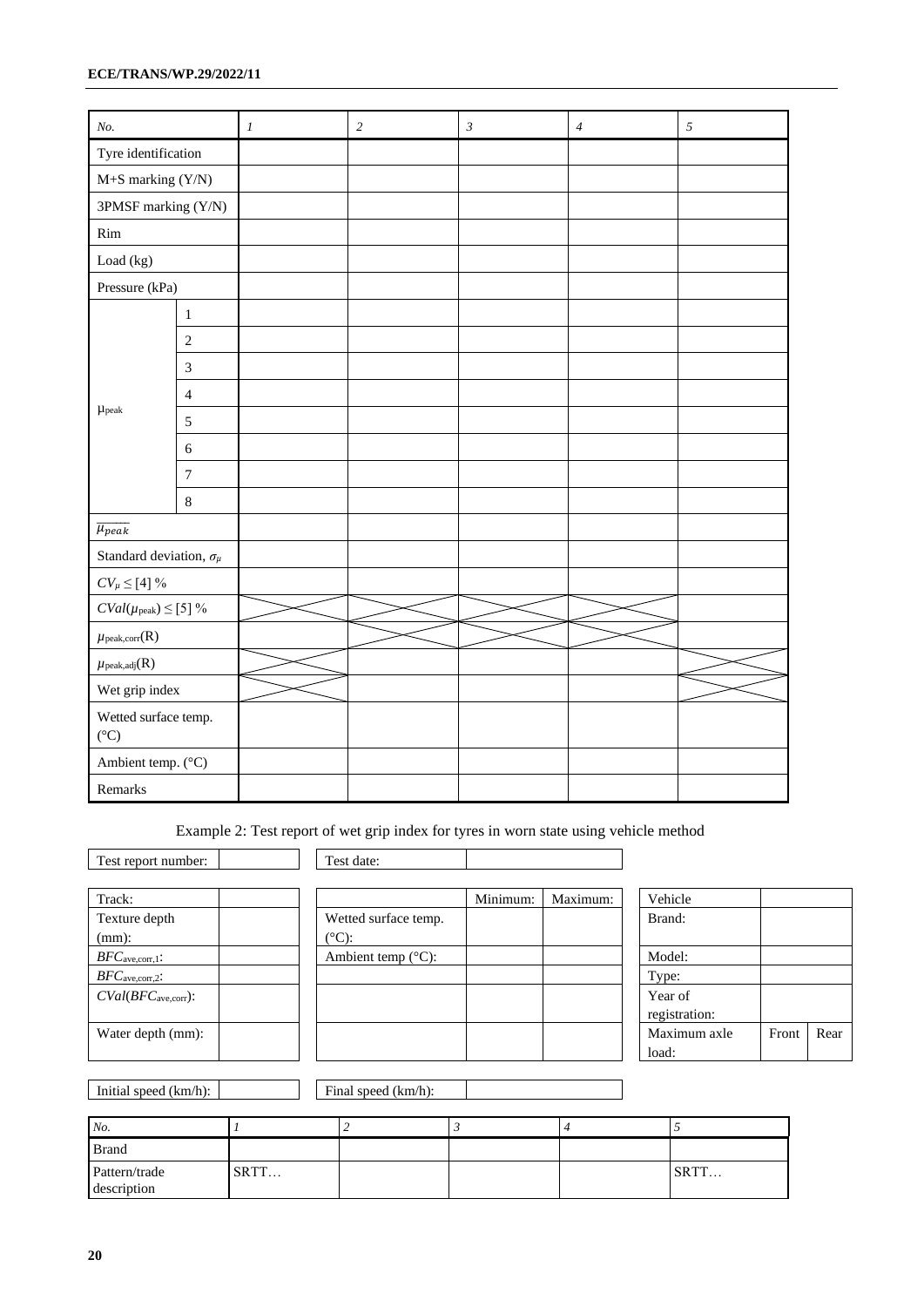| *No.* | | *1* | *2* | *3* | *4* | *5* |
|---|---|---|---|---|---|---|
| Tyre identification | | | | | | |
| M+S marking (Y/N) | | | | | | |
| 3PMSF marking (Y/N) | | | | | | |
| Rim | | | | | | |
| Load (kg) | | | | | | |
| Pressure (kPa) | | | | | | |
| $\mu_{peak}$ | 1 | | | | | |
| | 2 | | | | | |
| | 3 | | | | | |
| | 4 | | | | | |
| | 5 | | | | | |
| | 6 | | | | | |
| | 7 | | | | | |
| | 8 | | | | | |
| $\overline{\mu_{peak}}$ | | | | | | |
| Standard deviation, $\sigma_\mu$ | | | | | | |
| $CV_\mu \leq [4]$ % | | | | | | |
| $CVal(\mu_{peak}) \leq [5]$ % | | X | X | X | X | |
| $\mu_{peak,corr}(R)$ | | X | X | X | X | |
| $\mu_{peak,adj}(R)$ | | X | | | | X |
| Wet grip index | | X | | | | X |
| Wetted surface temp. (°C) | | | | | | |
| Ambient temp. (°C) | | | | | | |
| Remarks | | | | | | |

Example 2: Test report of wet grip index for tyres in worn state using vehicle method

| Test report number: | |
|---|---|

| Test date: | |
|---|---|

| Track: | |
|---|---|
| Texture depth (mm): | |
| $BFC_{ave,corr,1}$: | |
| $BFC_{ave,corr,2}$: | |
| $CVal(BFC_{ave,corr})$: | |
| Water depth (mm): | |

| | Minimum: | Maximum: |
|---|---|---|
| Wetted surface temp. (°C): | | |
| Ambient temp (°C): | | |
| | | |
| | | |
| | | |

| Vehicle | | |
|---|---|---|
| Brand: | | |
| Model: | | |
| Type: | | |
| Year of registration: | | |
| Maximum axle load: | Front | Rear |

| Initial speed (km/h): | |
|---|---|

| Final speed (km/h): | |
|---|---|

| *No.* | *1* | *2* | *3* | *4* | *5* |
|---|---|---|---|---|---|
| Brand | | | | | |
| Pattern/trade description | SRTT… | | | | SRTT… |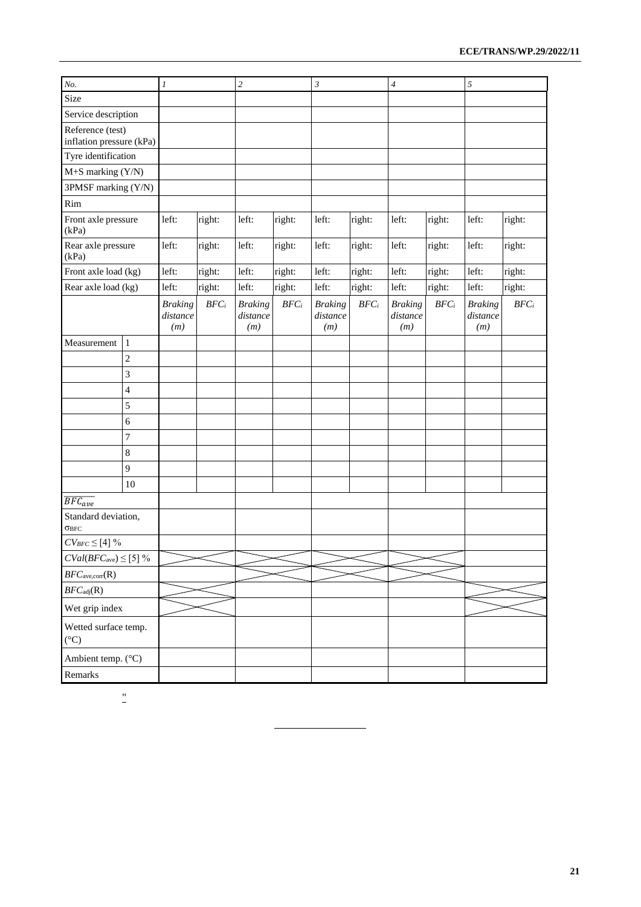| *No.* | | *1* | | *2* | | *3* | | *4* | | *5* | |
|---|---|---|---|---|---|---|---|---|---|---|---|
| Size | | | | | | | | | | | |
| Service description | | | | | | | | | | | |
| Reference (test) inflation pressure (kPa) | | | | | | | | | | | |
| Tyre identification | | | | | | | | | | | |
| M+S marking (Y/N) | | | | | | | | | | | |
| 3PMSF marking (Y/N) | | | | | | | | | | | |
| Rim | | | | | | | | | | | |
| Front axle pressure (kPa) | | left: | right: | left: | right: | left: | right: | left: | right: | left: | right: |
| Rear axle pressure (kPa) | | left: | right: | left: | right: | left: | right: | left: | right: | left: | right: |
| Front axle load (kg) | | left: | right: | left: | right: | left: | right: | left: | right: | left: | right: |
| Rear axle load (kg) | | left: | right: | left: | right: | left: | right: | left: | right: | left: | right: |
| | | *Braking distance (m)* | $BFC_i$ | *Braking distance (m)* | $BFC_i$ | *Braking distance (m)* | $BFC_i$ | *Braking distance (m)* | $BFC_i$ | *Braking distance (m)* | $BFC_i$ |
| Measurement | 1 | | | | | | | | | | |
| | 2 | | | | | | | | | | |
| | 3 | | | | | | | | | | |
| | 4 | | | | | | | | | | |
| | 5 | | | | | | | | | | |
| | 6 | | | | | | | | | | |
| | 7 | | | | | | | | | | |
| | 8 | | | | | | | | | | |
| | 9 | | | | | | | | | | |
| | 10 | | | | | | | | | | |
| $\overline{BFC_{ave}}$ | | | | | | | | | | | |
| Standard deviation, $\sigma_{BFC}$ | | | | | | | | | | | |
| $CV_{BFC} \leq [4]$ % | | | | | | | | | | | |
| $CVal(BFC_{ave}) \leq [5]$ % | | X | | X | | X | | X | | | |
| $BFC_{ave,corr}(R)$ | | | | X | | X | | X | | | |
| $BFC_{adj}(R)$ | | X | | | | | | | | X | |
| Wet grip index | | X | | | | | | | | X | |
| Wetted surface temp. (°C) | | | | | | | | | | | |
| Ambient temp. (°C) | | | | | | | | | | | |
| Remarks | | | | | | | | | | | |

"